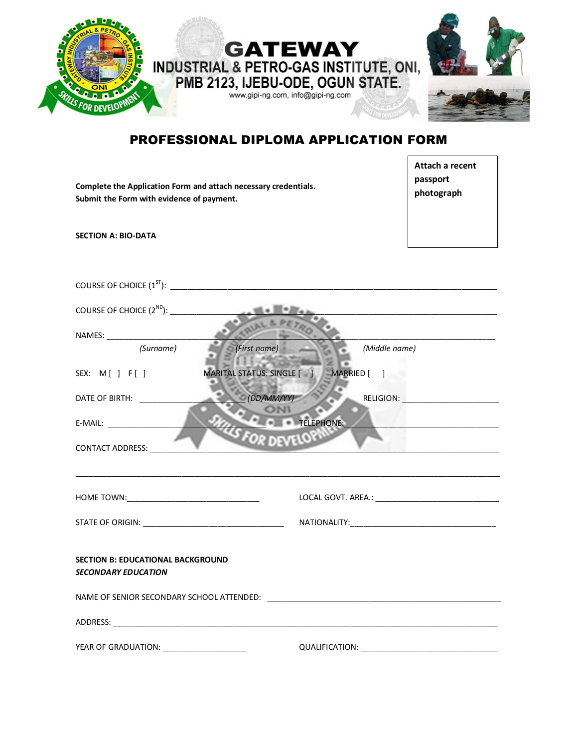# GATEWAY

## INDUSTRIAL & PETRO-GAS INSTITUTE, ONI, PMB 2123, IJEBU-ODE, OGUN STATE.

www.gipi-ng.com, info@gipi-ng.com

# PROFESSIONAL DIPLOMA APPLICATION FORM

**Complete the Application Form and attach necessary credentials.**
**Submit the Form with evidence of payment.**

**Attach a recent passport photograph**

**SECTION A: BIO-DATA**

COURSE OF CHOICE (1ST): ______________________________________________

COURSE OF CHOICE (2ND): ______________________________________________

NAMES: ______________________________________________
*(Surname)* *(First name)* *(Middle name)*

SEX: M [ ] F [ ] MARITAL STATUS: SINGLE [ ] MARRIED [ ]

DATE OF BIRTH: ______________ *(DD/MM/YY)* RELIGION: ______________

E-MAIL: ______________ TELEPHONE: ______________

CONTACT ADDRESS: ______________________________________________

______________________________________________

HOME TOWN: ______________ LOCAL GOVT. AREA.: ______________

STATE OF ORIGIN: ______________ NATIONALITY: ______________

**SECTION B: EDUCATIONAL BACKGROUND**
***SECONDARY EDUCATION***

NAME OF SENIOR SECONDARY SCHOOL ATTENDED: ______________

ADDRESS: ______________________________________________

YEAR OF GRADUATION: ______________ QUALIFICATION: ______________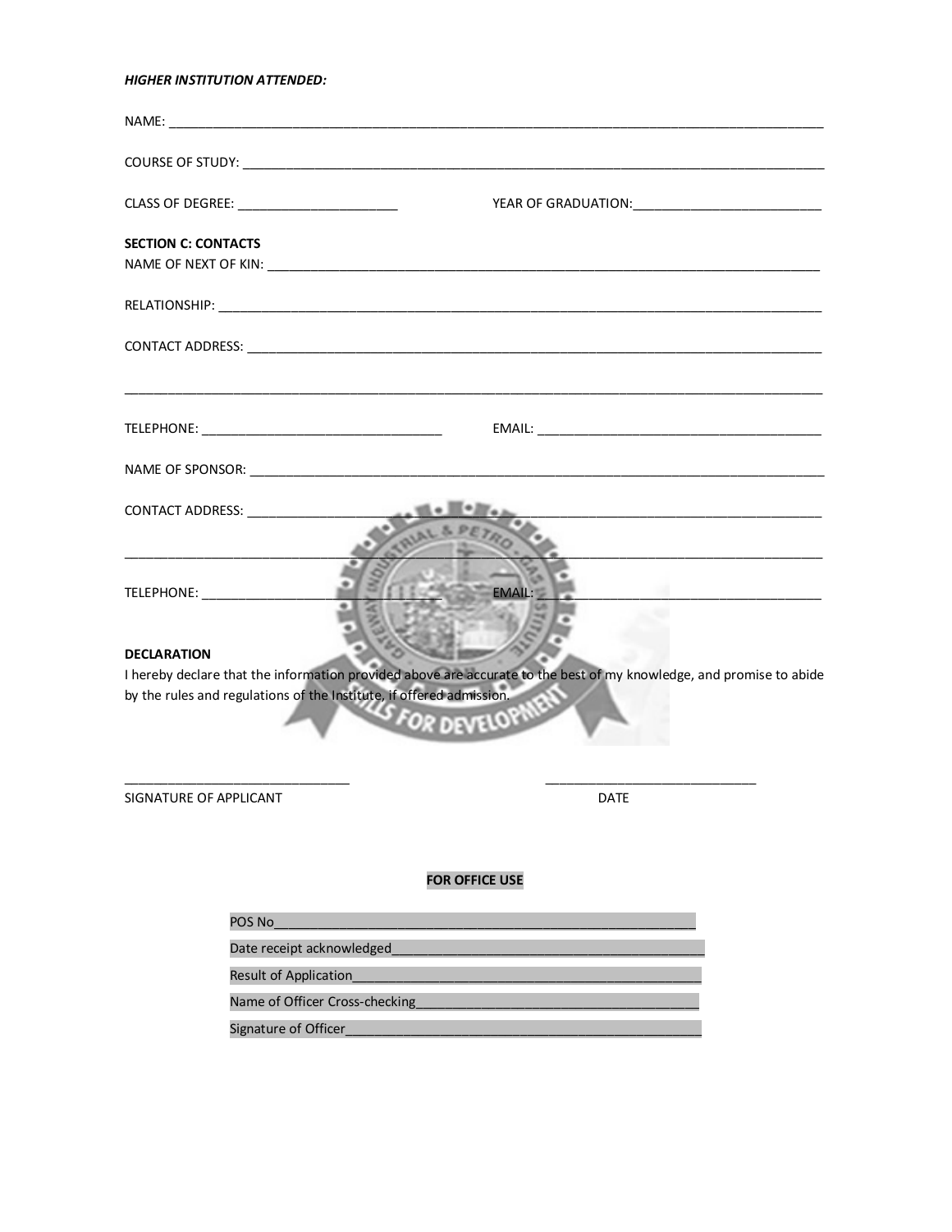***HIGHER INSTITUTION ATTENDED:***

NAME: ________________________________________________________________________________

COURSE OF STUDY: ______________________________________________________________________

CLASS OF DEGREE: ______________________ YEAR OF GRADUATION:__________________________

**SECTION C: CONTACTS**

NAME OF NEXT OF KIN: _________________________________________________________________

RELATIONSHIP: ________________________________________________________________________

CONTACT ADDRESS: _____________________________________________________________________

______________________________________________________________________________________

TELEPHONE: _________________________________ EMAIL: _________________________________________

NAME OF SPONSOR: _____________________________________________________________________

CONTACT ADDRESS: _____________________________________________________________________

______________________________________________________________________________________

TELEPHONE: _________________________________ EMAIL: _________________________________________

**DECLARATION**

I hereby declare that the information provided above are accurate to the best of my knowledge, and promise to abide by the rules and regulations of the Institute, if offered admission.

_______________________________ _____________________________

SIGNATURE OF APPLICANT DATE

**FOR OFFICE USE**

POS No__________________________________________________________

Date receipt acknowledged___________________________________________

Result of Application_______________________________________________

Name of Officer Cross-checking______________________________________

Signature of Officer_________________________________________________